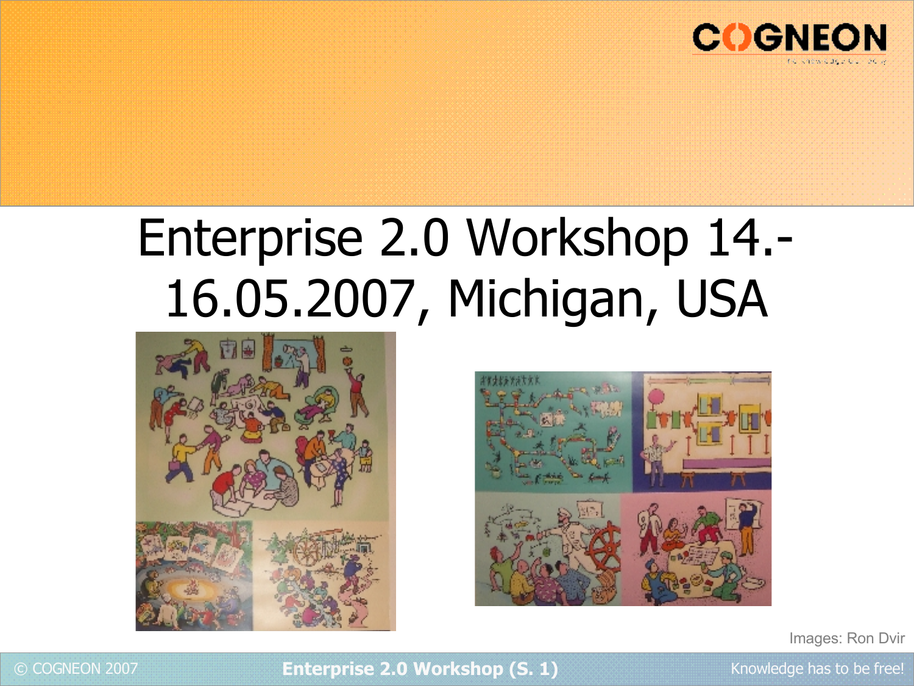# Enterprise 2.0 Workshop 14.-16.05.2007, Michigan, USA

Images: Ron Dvir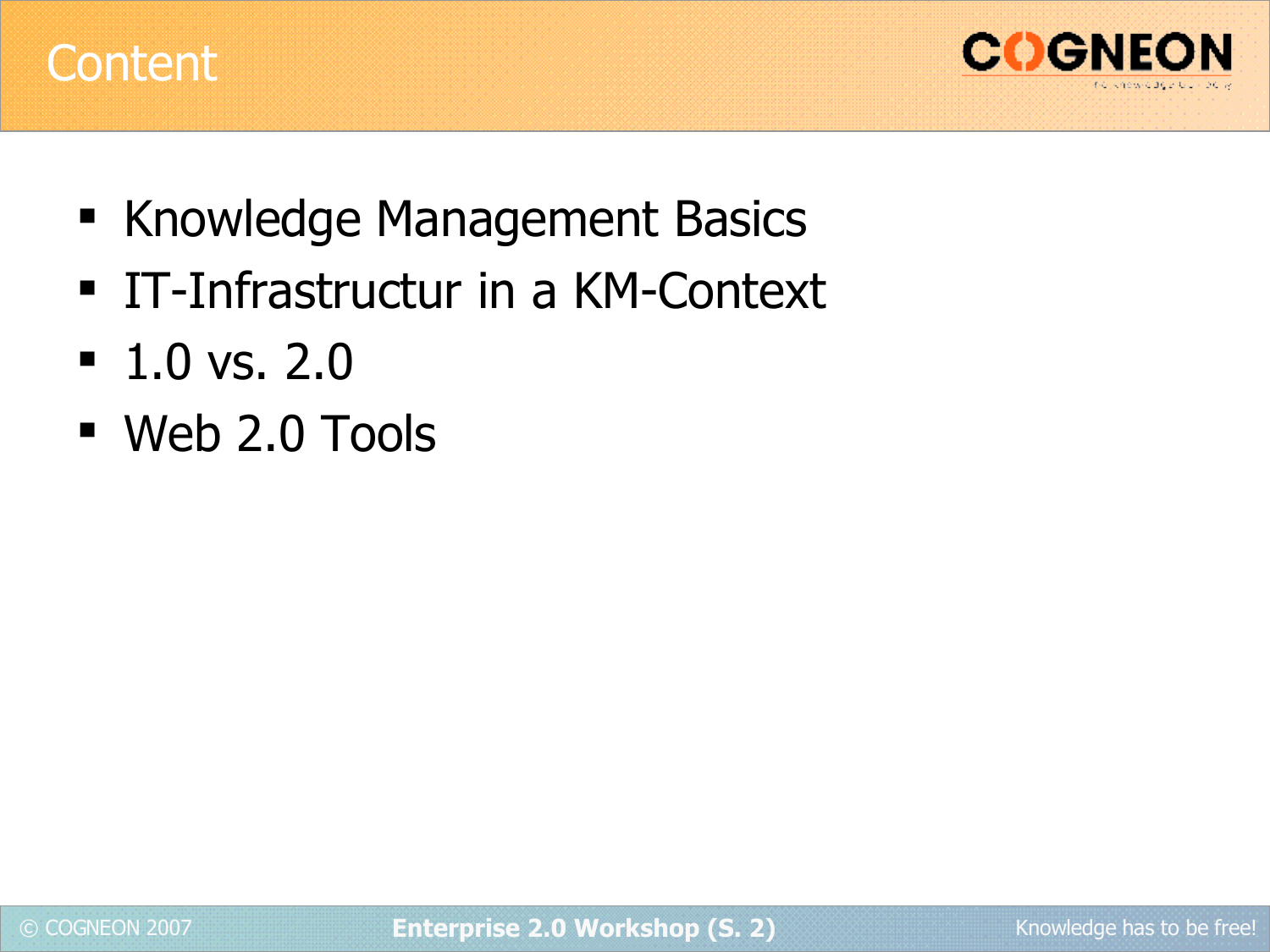# Content

- Knowledge Management Basics
- IT-Infrastructur in a KM-Context
- 1.0 vs. 2.0
- Web 2.0 Tools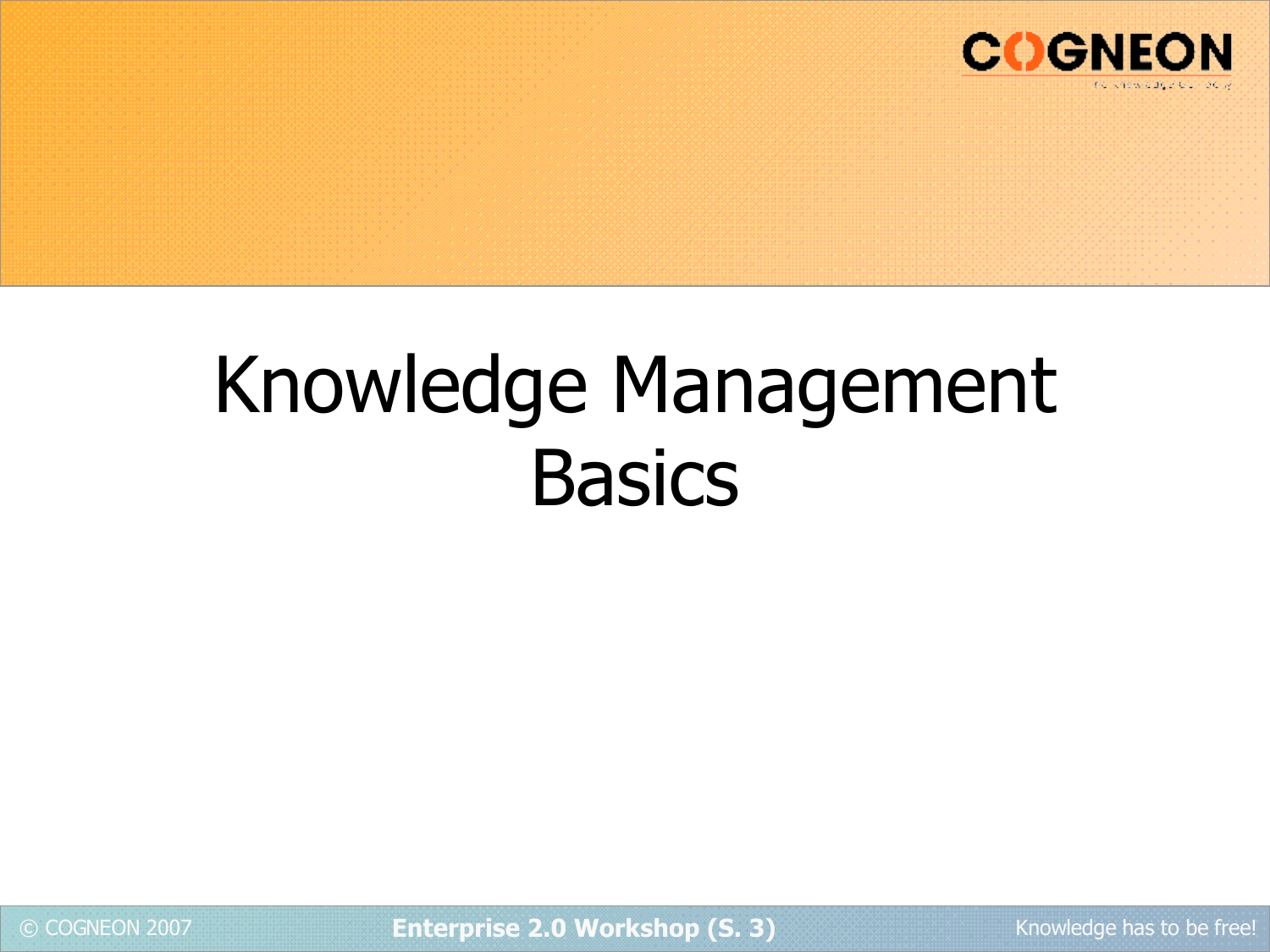# Knowledge Management Basics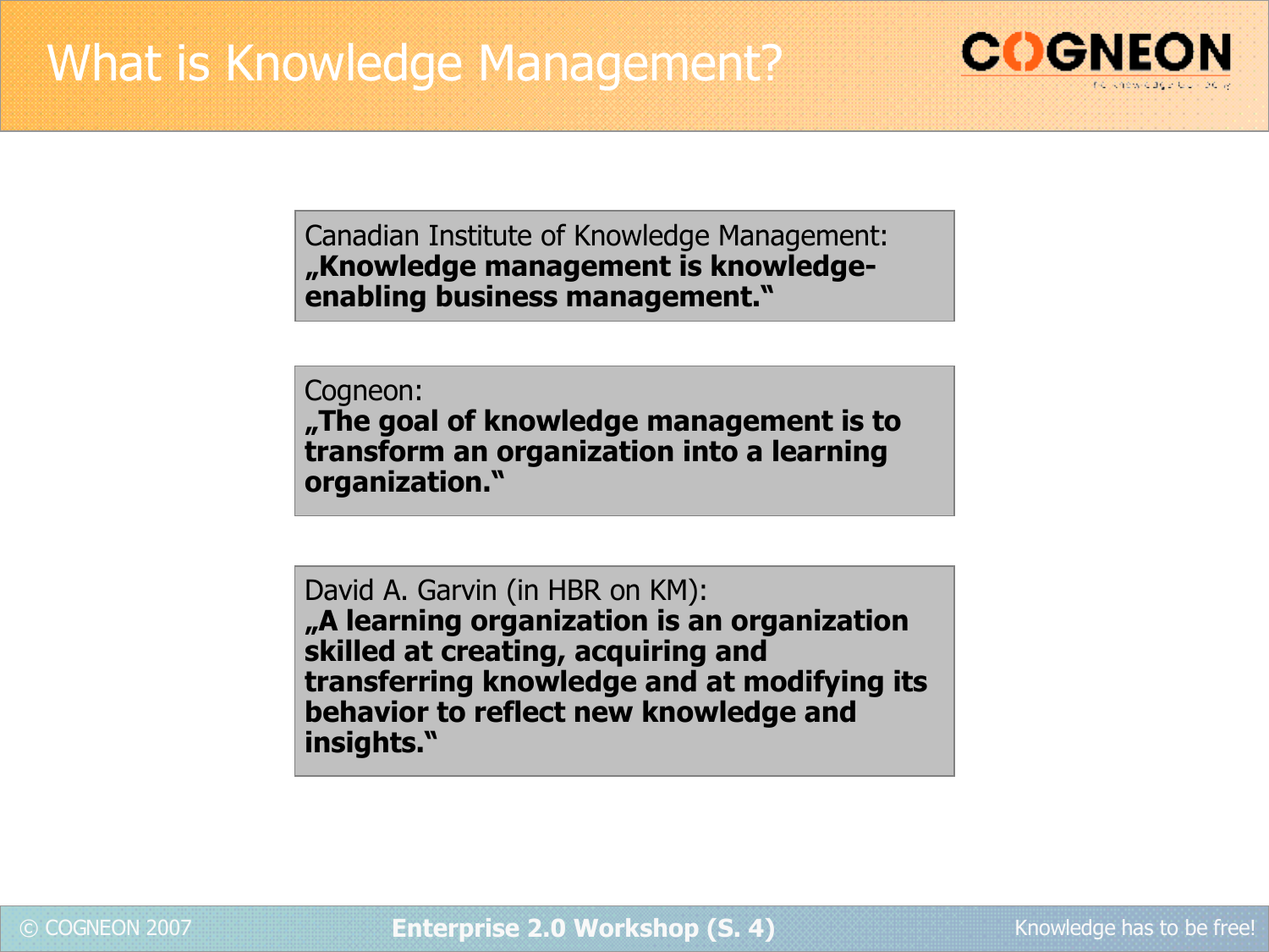# What is Knowledge Management?

Canadian Institute of Knowledge Management:
**„Knowledge management is knowledge-enabling business management."**

Cogneon:
**„The goal of knowledge management is to transform an organization into a learning organization."**

David A. Garvin (in HBR on KM):
**„A learning organization is an organization skilled at creating, acquiring and transferring knowledge and at modifying its behavior to reflect new knowledge and insights."**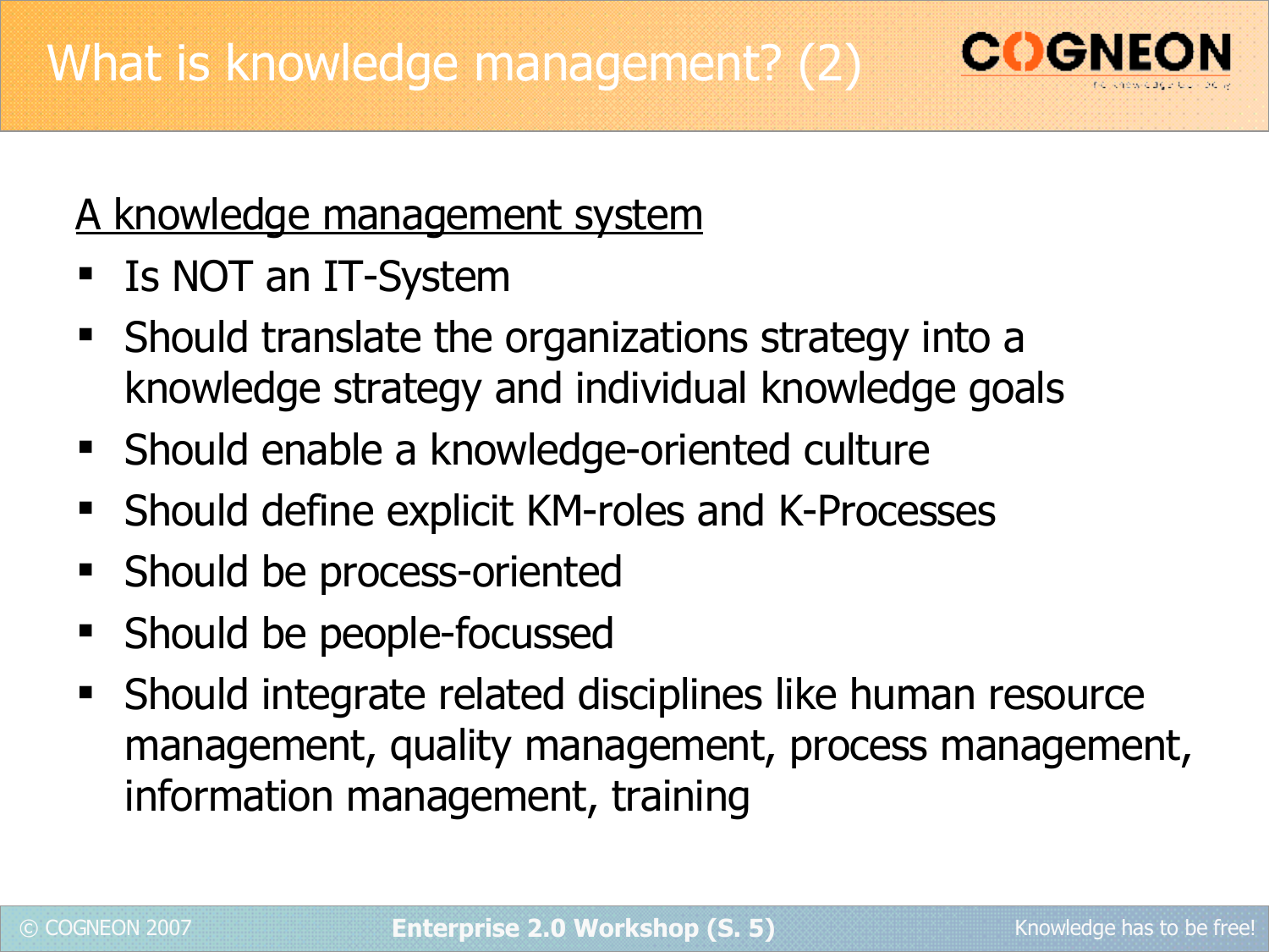# What is knowledge management? (2)

A knowledge management system

- Is NOT an IT-System
- Should translate the organizations strategy into a knowledge strategy and individual knowledge goals
- Should enable a knowledge-oriented culture
- Should define explicit KM-roles and K-Processes
- Should be process-oriented
- Should be people-focussed
- Should integrate related disciplines like human resource management, quality management, process management, information management, training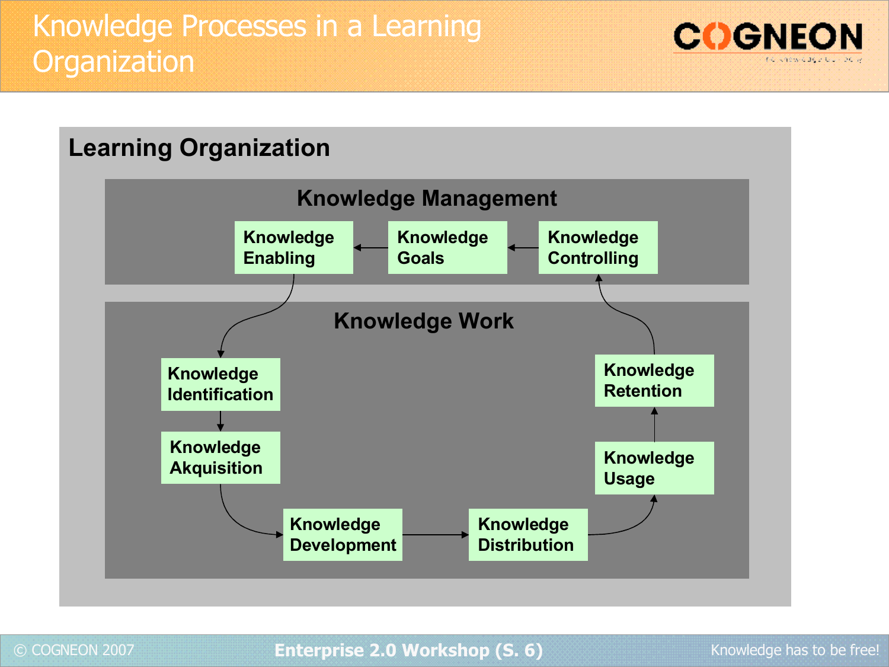# Knowledge Processes in a Learning Organization

## Learning Organization

### Knowledge Management

Knowledge Enabling ← Knowledge Goals ← Knowledge Controlling

### Knowledge Work

- Knowledge Identification
- Knowledge Akquisition
- Knowledge Development
- Knowledge Distribution
- Knowledge Usage
- Knowledge Retention

Knowledge Enabling → Knowledge Identification → Knowledge Akquisition → Knowledge Development → Knowledge Distribution → Knowledge Usage → Knowledge Retention → Knowledge Controlling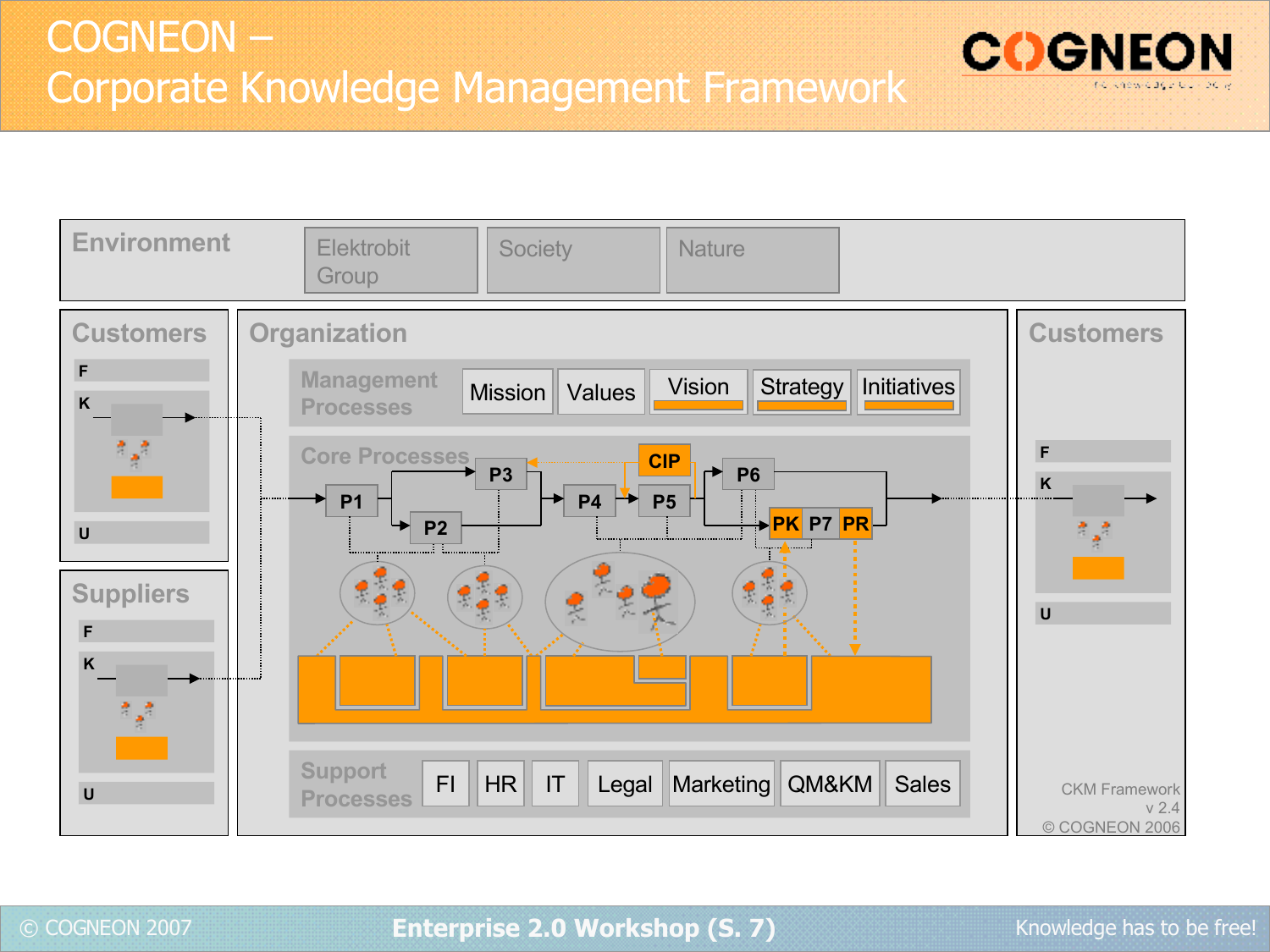# COGNEON – Corporate Knowledge Management Framework

**Environment**: Elektrobit Group | Society | Nature

**Customers**: F, K, U

**Suppliers**: F, K, U

**Organization**

- **Management Processes**: Mission | Values | Vision | Strategy | Initiatives
- **Core Processes**: P1, P2, P3, CIP, P4, P5, P6, PK, P7, PR
- **Support Processes**: FI | HR | IT | Legal | Marketing | QM&KM | Sales

**Customers**: F, K, U

CKM Framework
v 2.4
© COGNEON 2006

© COGNEON 2007 — Enterprise 2.0 Workshop (S. 7) — Knowledge has to be free!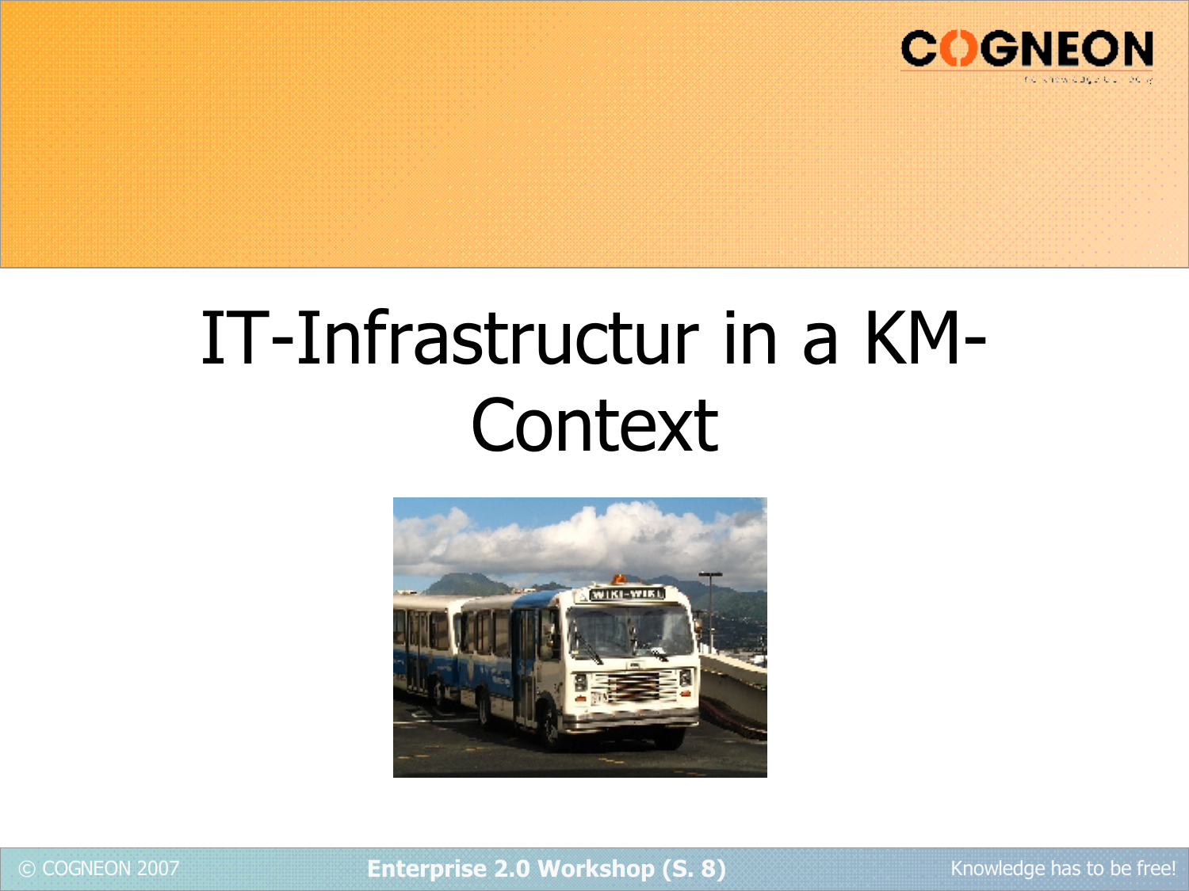# IT-Infrastructur in a KM-Context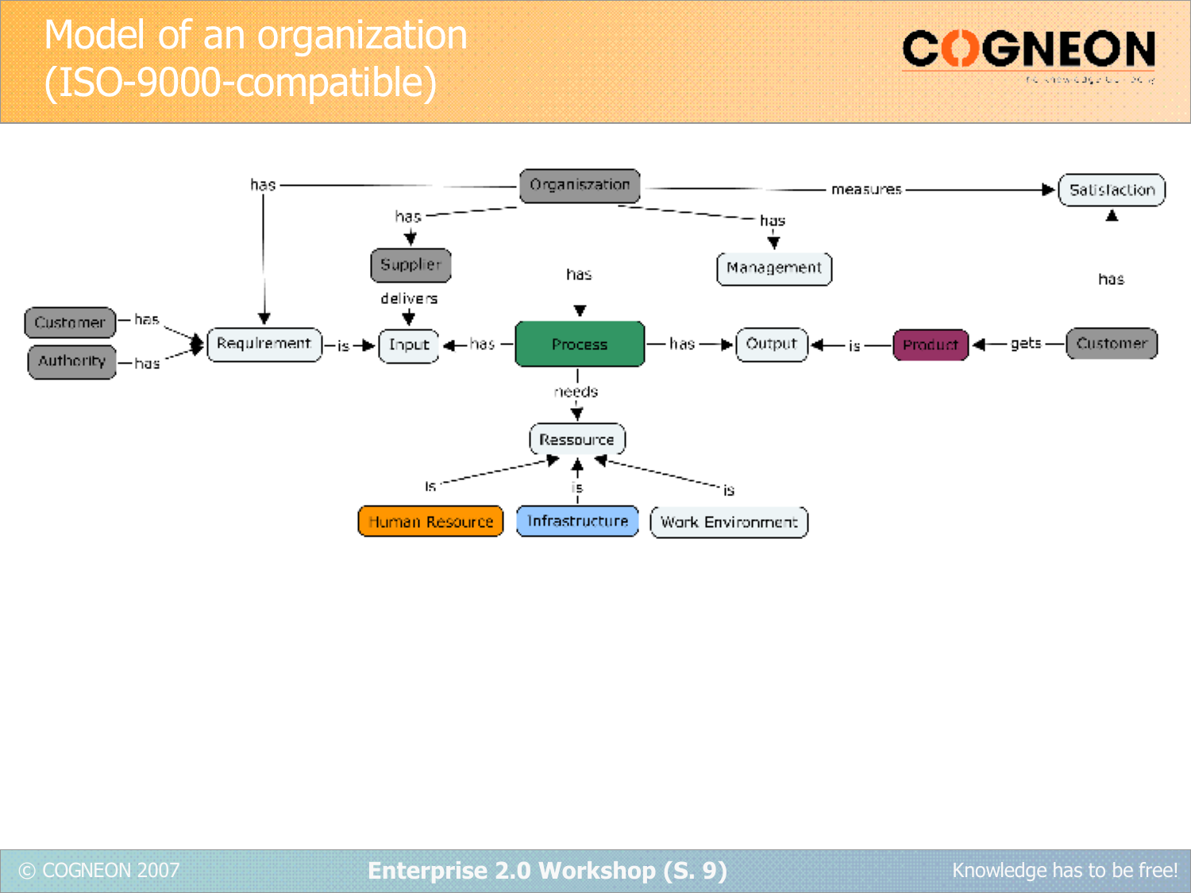# Model of an organization (ISO-9000-compatible)

Organization — has → Requirement
Organization — has → Supplier
Organization — has → Management
Organization — measures → Satisfaction

Customer — has → Requirement
Authority — has → Requirement
Requirement — is → Input
Supplier — delivers → Input
Process — has → Input
has → Process
Process — has → Output
Product — is → Output
Customer — gets → Product
has → Satisfaction
Process — needs → Ressource

Human Resource — is → Ressource
Infrastructure — is → Ressource
Work Environment — is → Ressource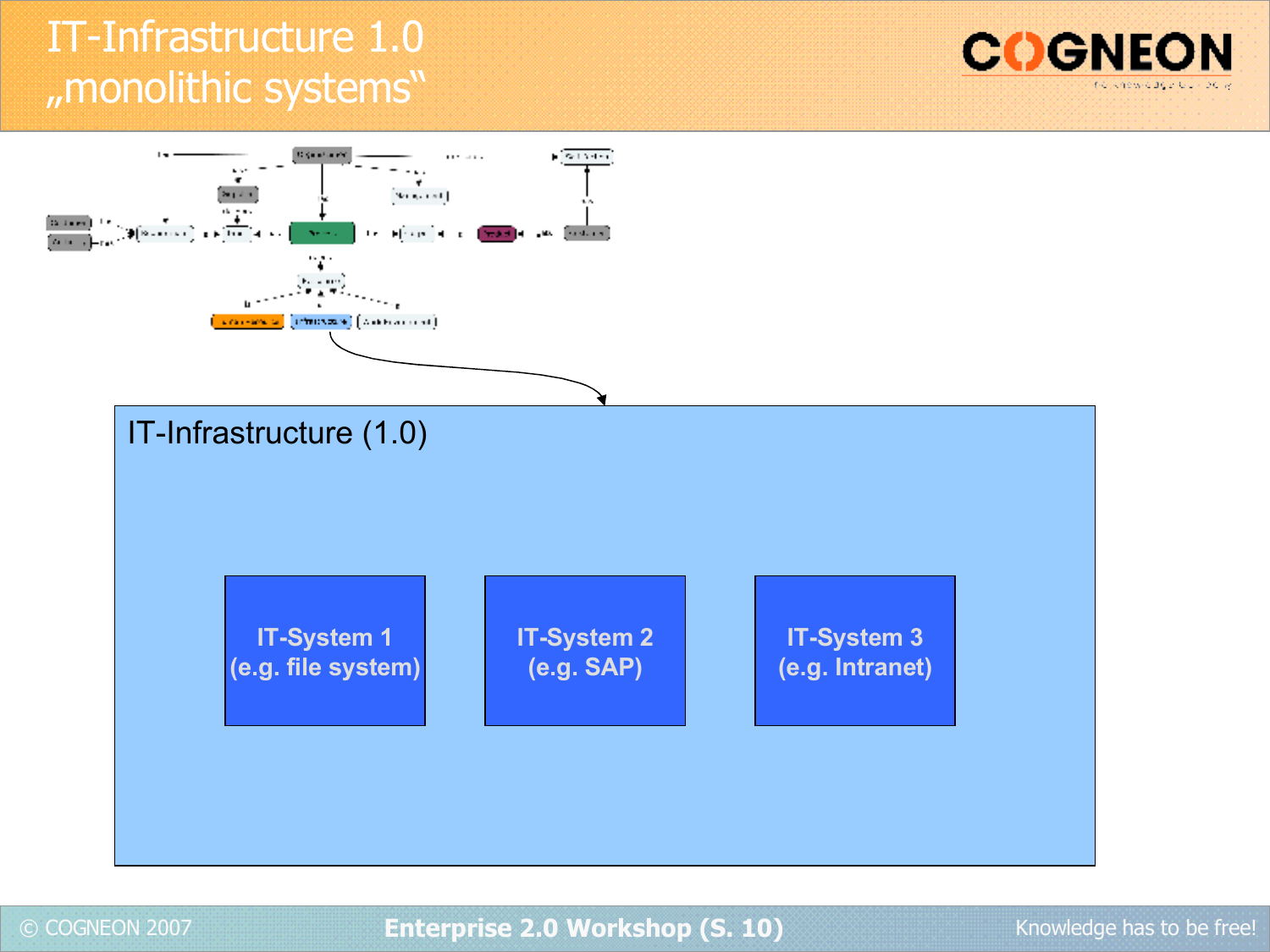# IT-Infrastructure 1.0
## „monolithic systems“

IT-Infrastructure (1.0)

IT-System 1
(e.g. file system)

IT-System 2
(e.g. SAP)

IT-System 3
(e.g. Intranet)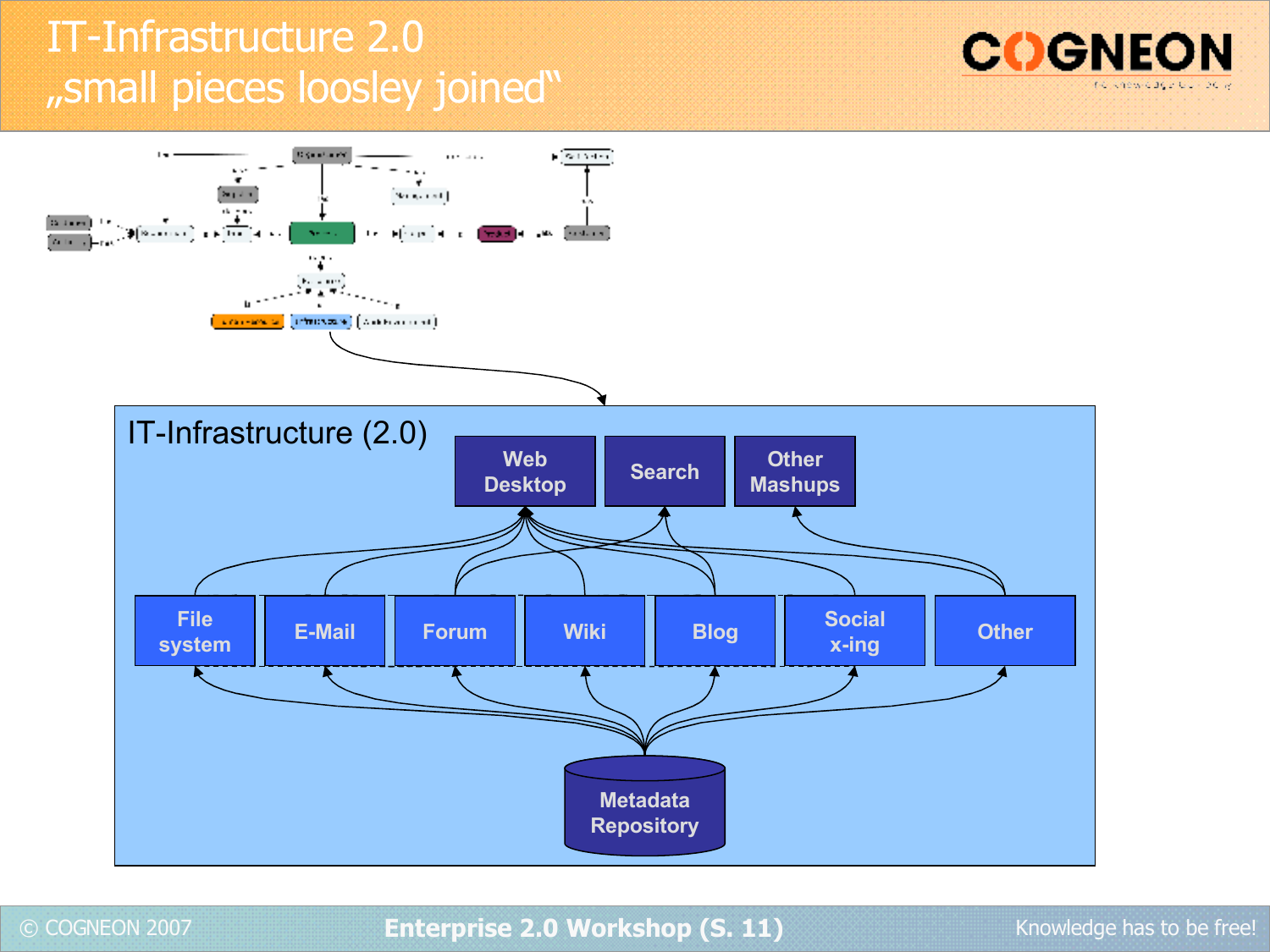# IT-Infrastructure 2.0
## „small pieces loosley joined"

IT-Infrastructure (2.0)

- Web Desktop
- Search
- Other Mashups

- File system
- E-Mail
- Forum
- Wiki
- Blog
- Social x-ing
- Other

- Metadata Repository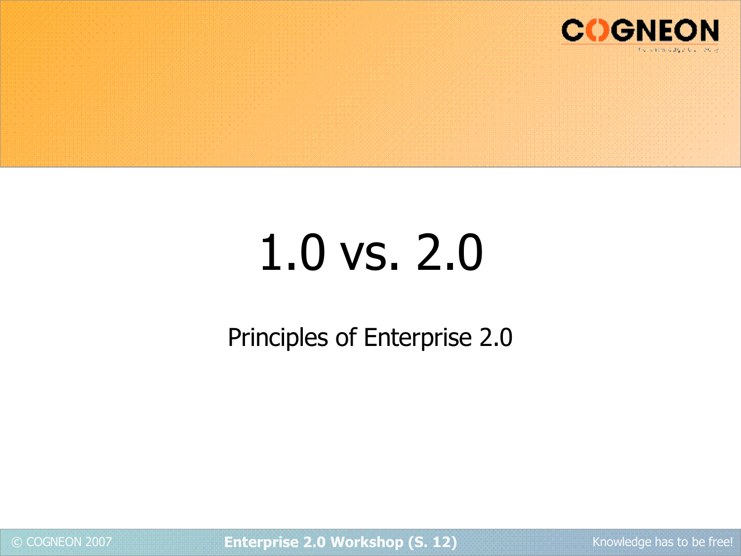# 1.0 vs. 2.0

Principles of Enterprise 2.0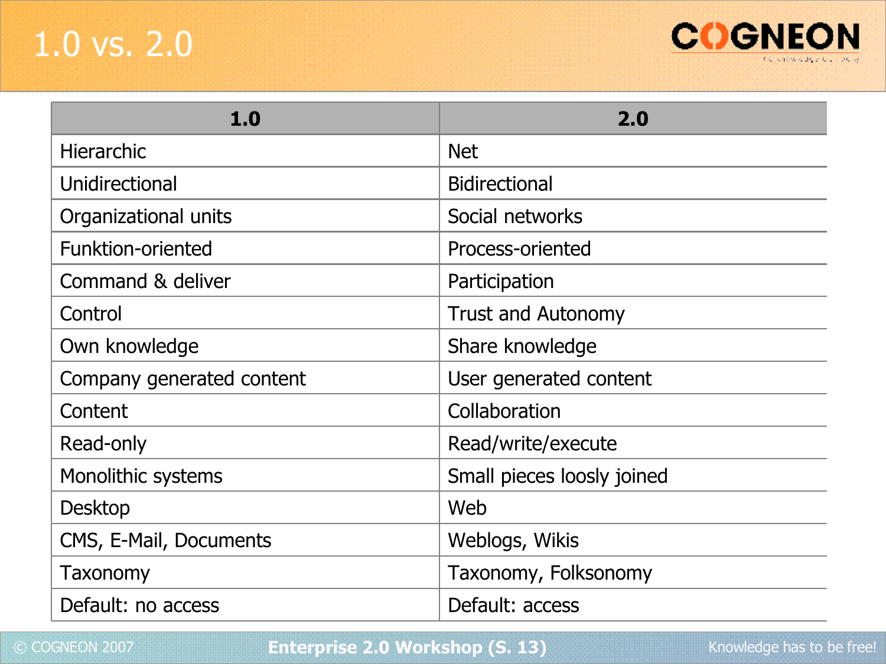# 1.0 vs. 2.0

| 1.0 | 2.0 |
|---|---|
| Hierarchic | Net |
| Unidirectional | Bidirectional |
| Organizational units | Social networks |
| Funktion-oriented | Process-oriented |
| Command & deliver | Participation |
| Control | Trust and Autonomy |
| Own knowledge | Share knowledge |
| Company generated content | User generated content |
| Content | Collaboration |
| Read-only | Read/write/execute |
| Monolithic systems | Small pieces loosly joined |
| Desktop | Web |
| CMS, E-Mail, Documents | Weblogs, Wikis |
| Taxonomy | Taxonomy, Folksonomy |
| Default: no access | Default: access |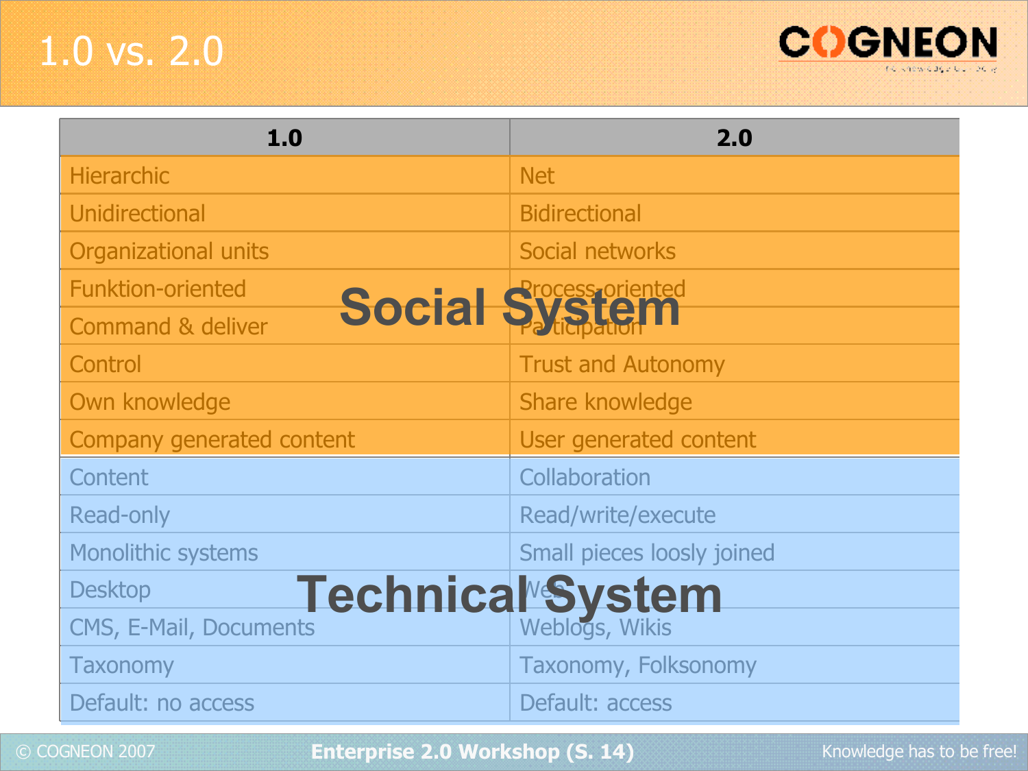# 1.0 vs. 2.0

| 1.0 | 2.0 |
|---|---|
| Hierarchic | Net |
| Unidirectional | Bidirectional |
| Organizational units | Social networks |
| Funktion-oriented | Process-oriented |
| Command & deliver | Participation |
| Control | Trust and Autonomy |
| Own knowledge | Share knowledge |
| Company generated content | User generated content |
| Content | Collaboration |
| Read-only | Read/write/execute |
| Monolithic systems | Small pieces loosly joined |
| Desktop | Web |
| CMS, E-Mail, Documents | Weblogs, Wikis |
| Taxonomy | Taxonomy, Folksonomy |
| Default: no access | Default: access |

**Social System**

**Technical System**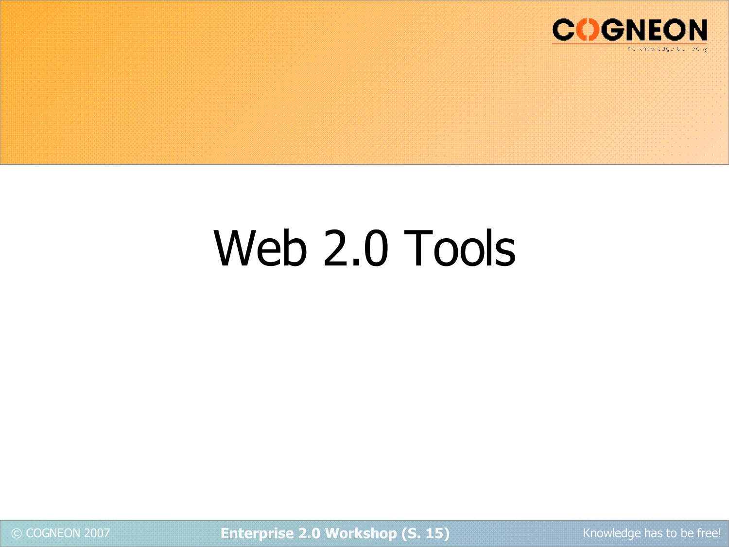# Web 2.0 Tools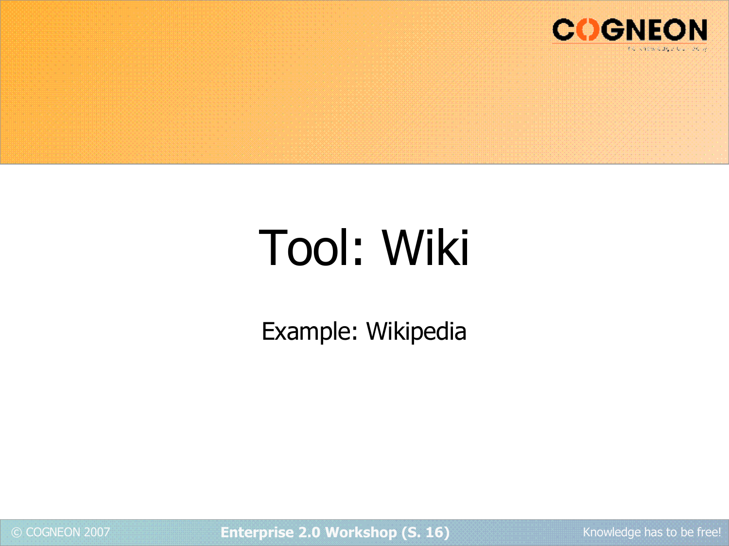# Tool: Wiki

Example: Wikipedia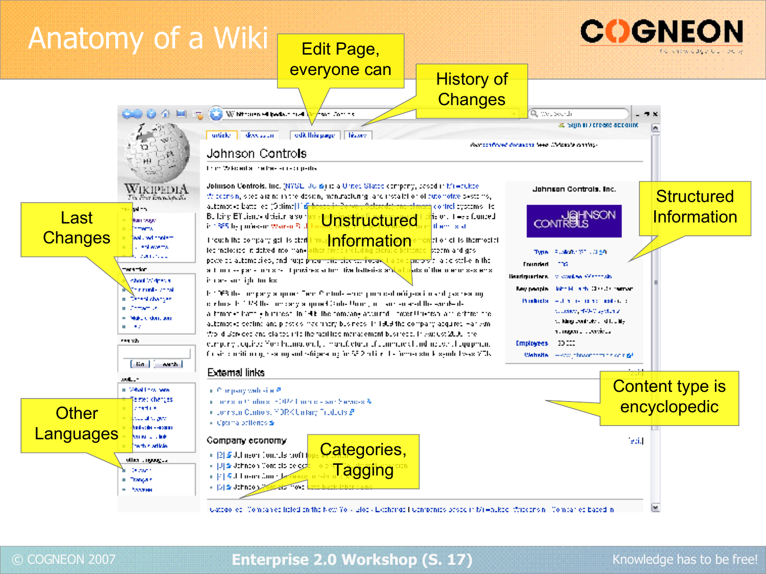# Anatomy of a Wiki

- Edit Page, everyone can
- History of Changes
- Last Changes
- Unstructured Information
- Structured Information
- Content type is encyclopedic
- Other Languages
- Categories, Tagging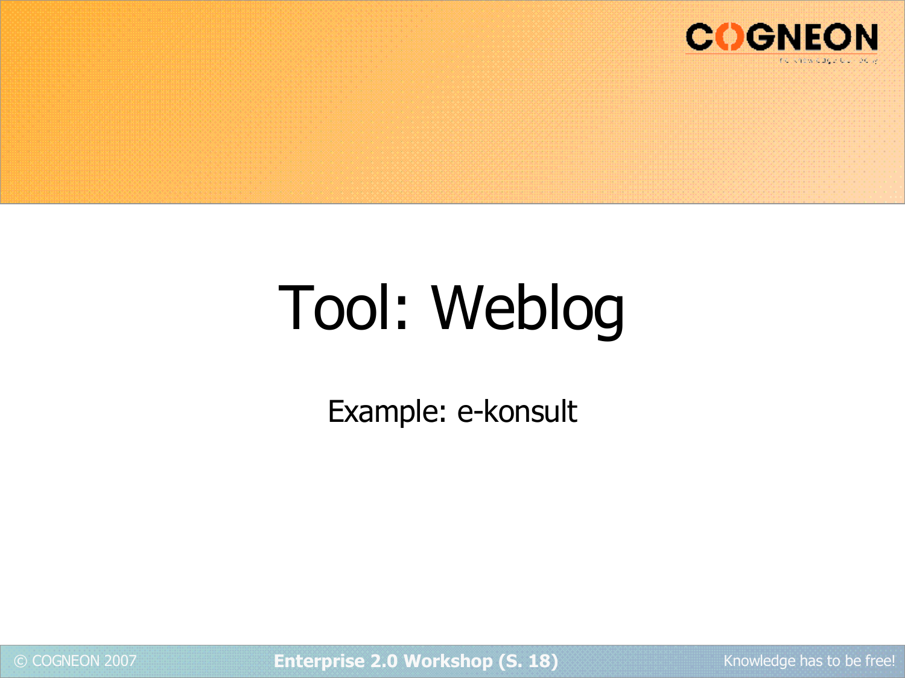# Tool: Weblog

Example: e-konsult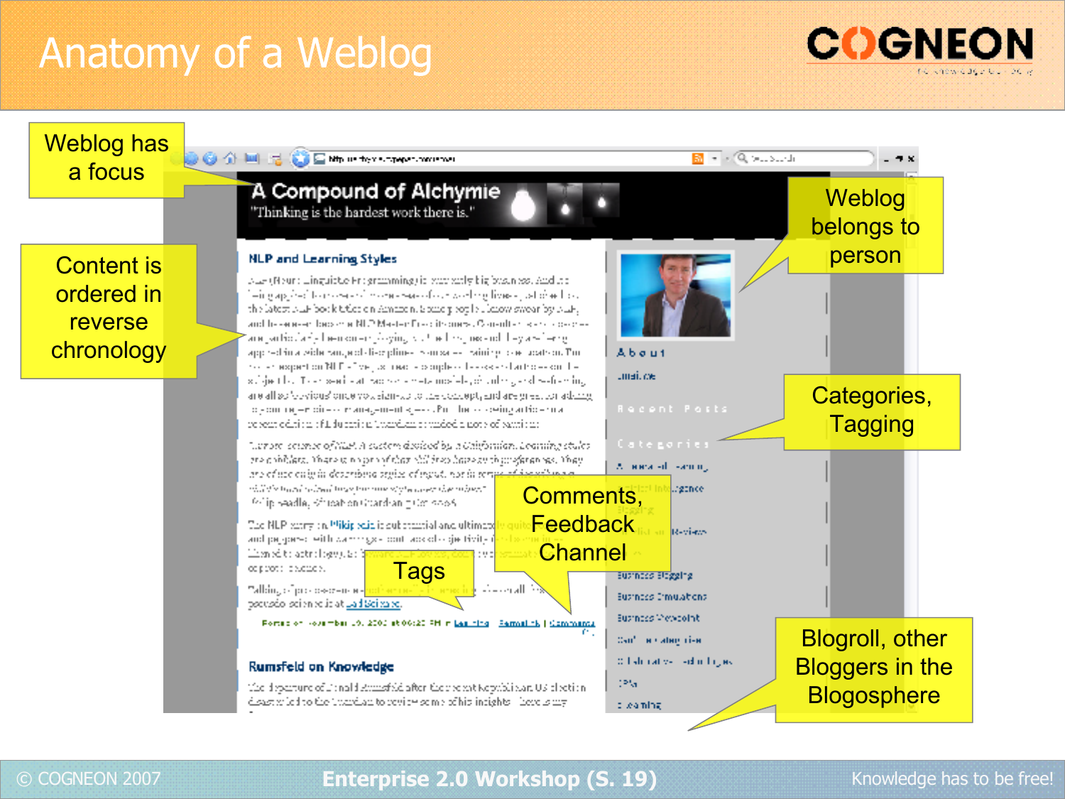# Anatomy of a Weblog

Weblog has a focus

Content is ordered in reverse chronology

Weblog belongs to person

Categories, Tagging

Comments, Feedback Channel

Tags

Blogroll, other Bloggers in the Blogosphere

A Compound of Alchymie

"Thinking is the hardest work there is."

NLP and Learning Styles

Rumsfeld on Knowledge

About

Recent Posts

Categories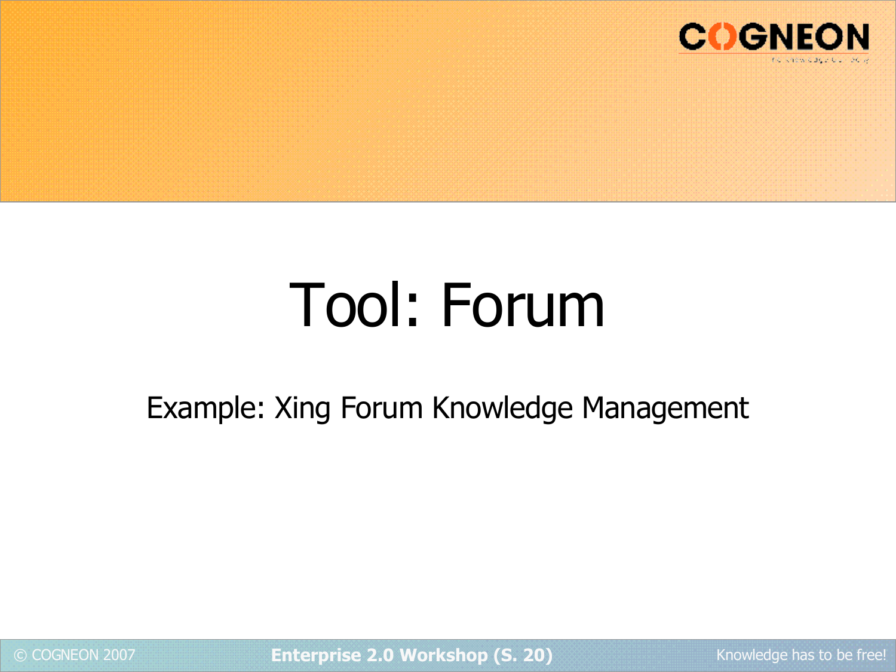# Tool: Forum

Example: Xing Forum Knowledge Management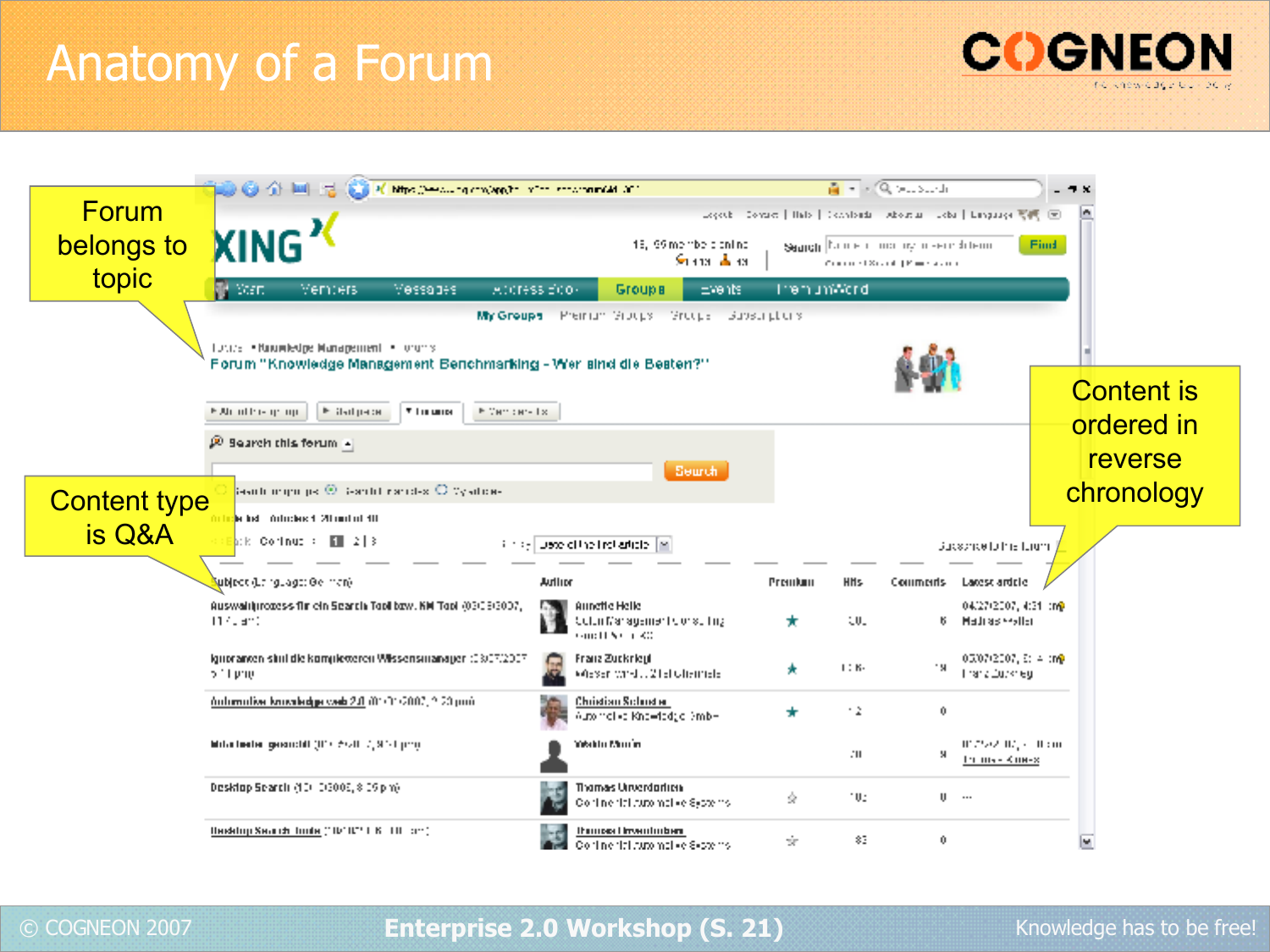# Anatomy of a Forum

Forum belongs to topic

Content type is Q&A

Content is ordered in reverse chronology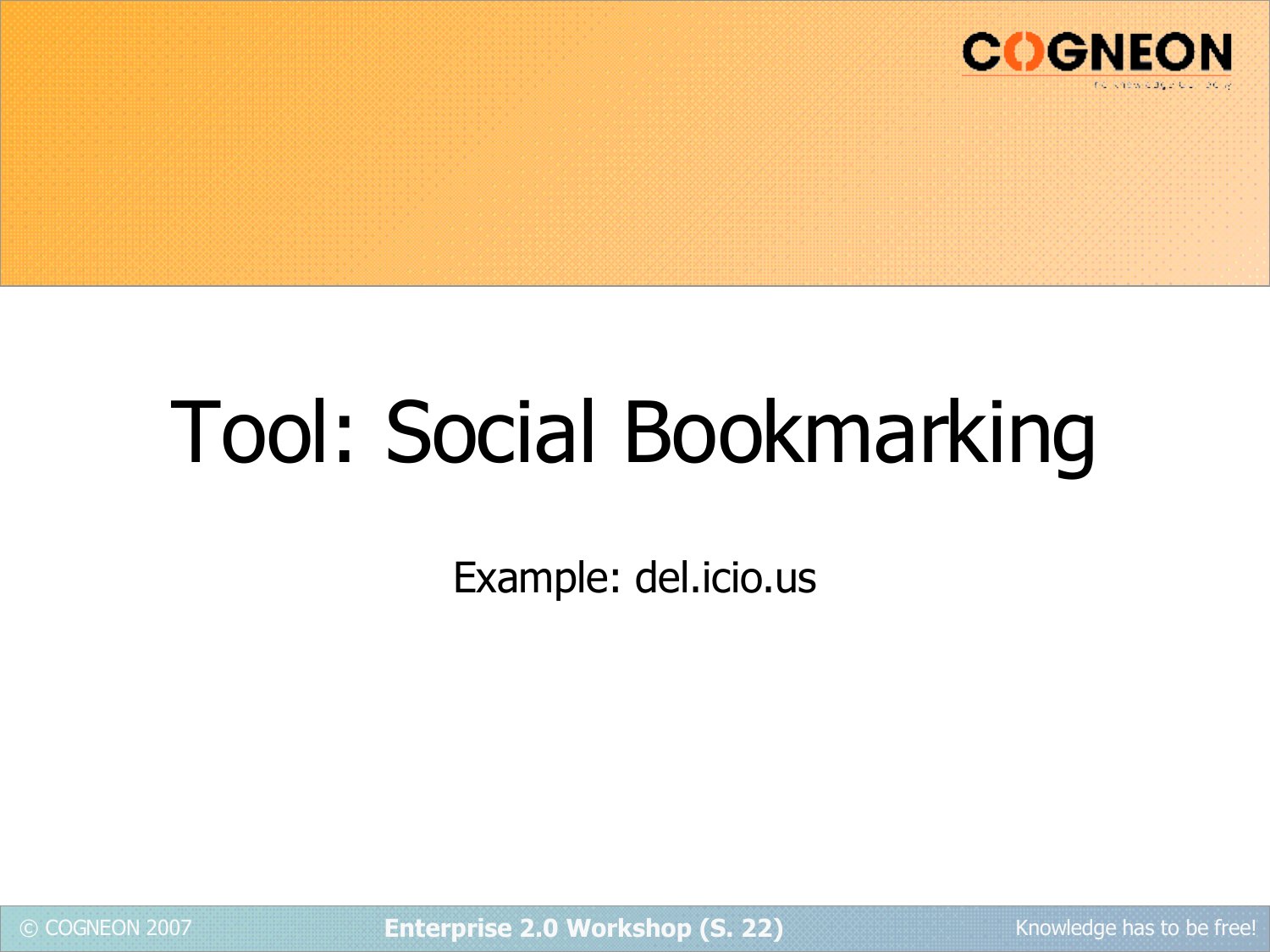# Tool: Social Bookmarking

Example: del.icio.us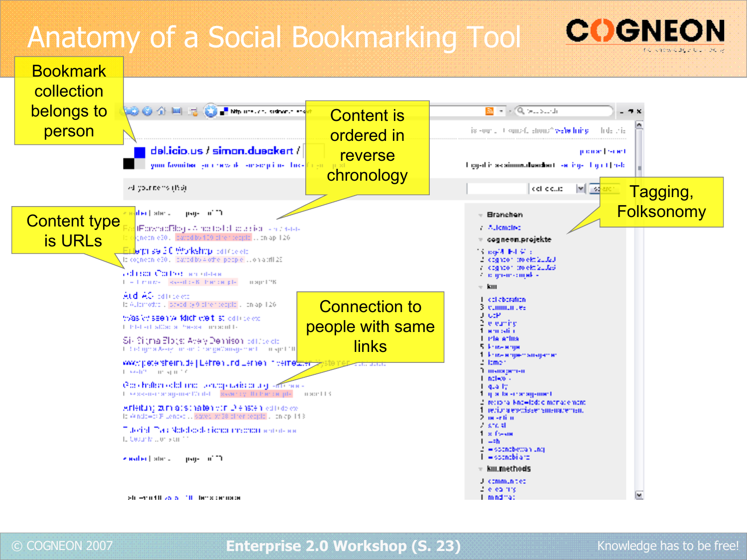# Anatomy of a Social Bookmarking Tool

Bookmark collection belongs to person

Content is ordered in reverse chronology

Tagging, Folksonomy

Content type is URLs

Connection to people with same links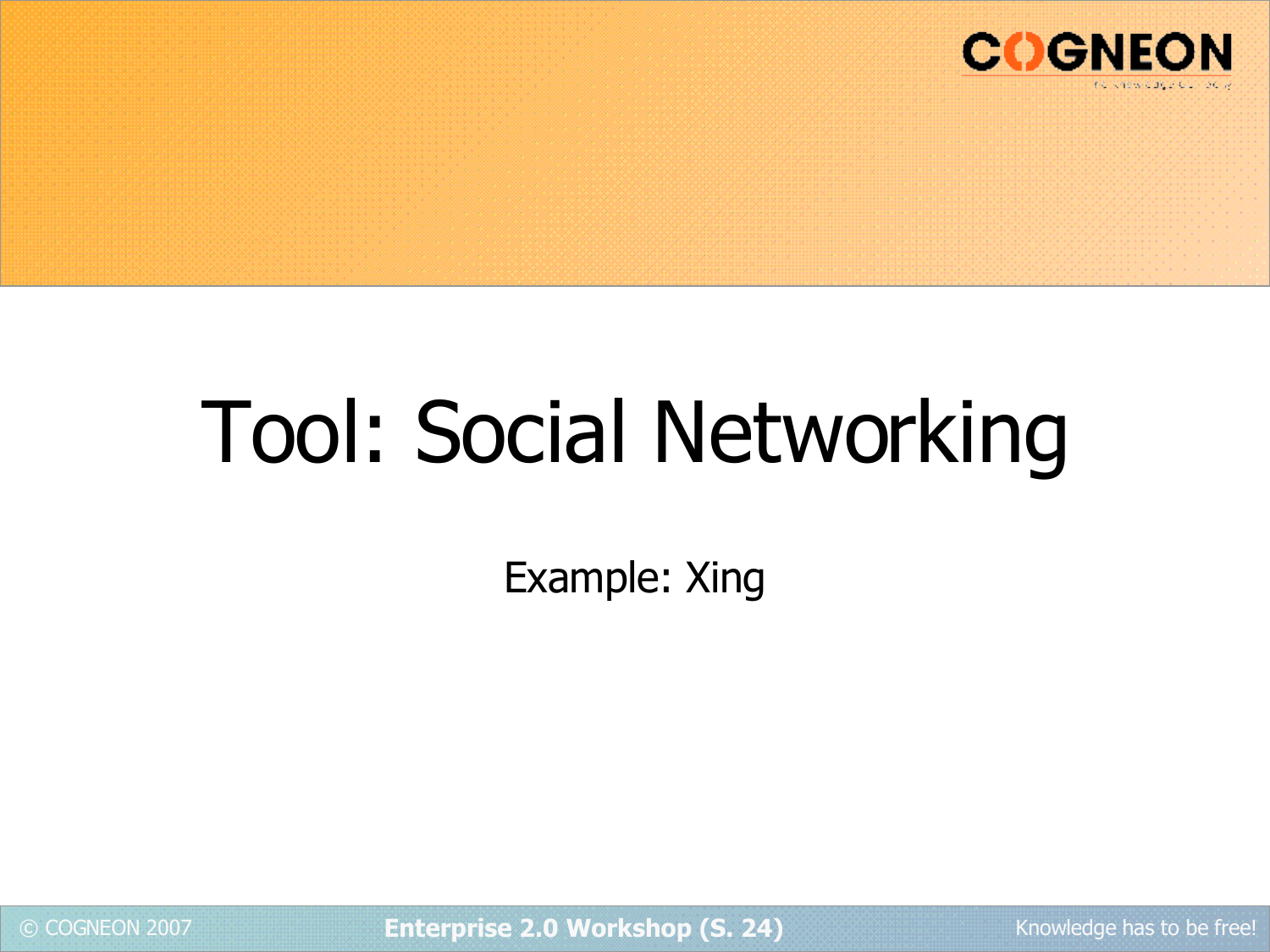# Tool: Social Networking

Example: Xing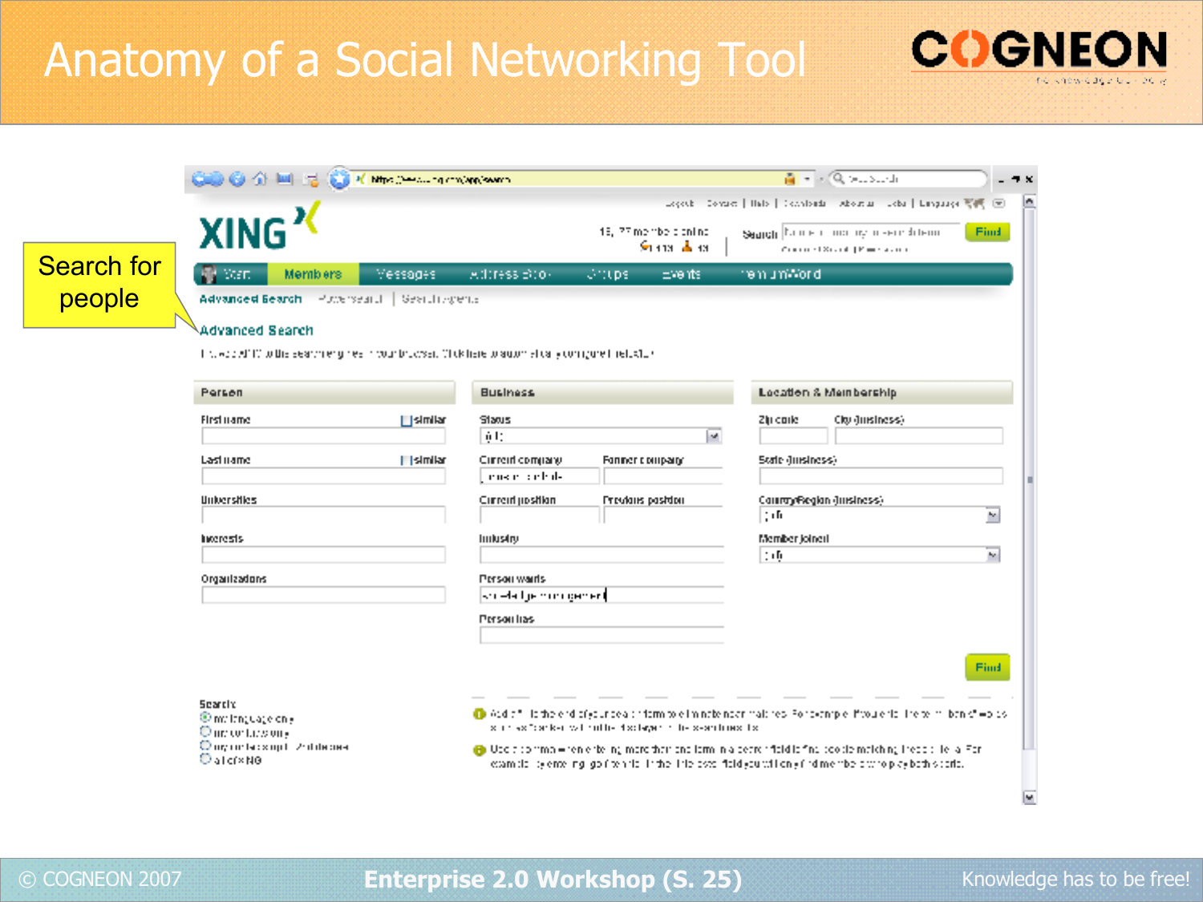# Anatomy of a Social Networking Tool

Search for people

XING

Start | Members | Messages | Address Book | Groups | Events | Premium Word

Advanced Search

Advanced Search

**Person**

First name — similar

Last name — similar

Universities

Interests

Organizations

**Business**

Status

Current company | Former company

Current position | Previous position

Industry

Person wants

Person has

**Location & Membership**

Zip code | City (business)

State (business)

Country/Region (business)

Member joined

Find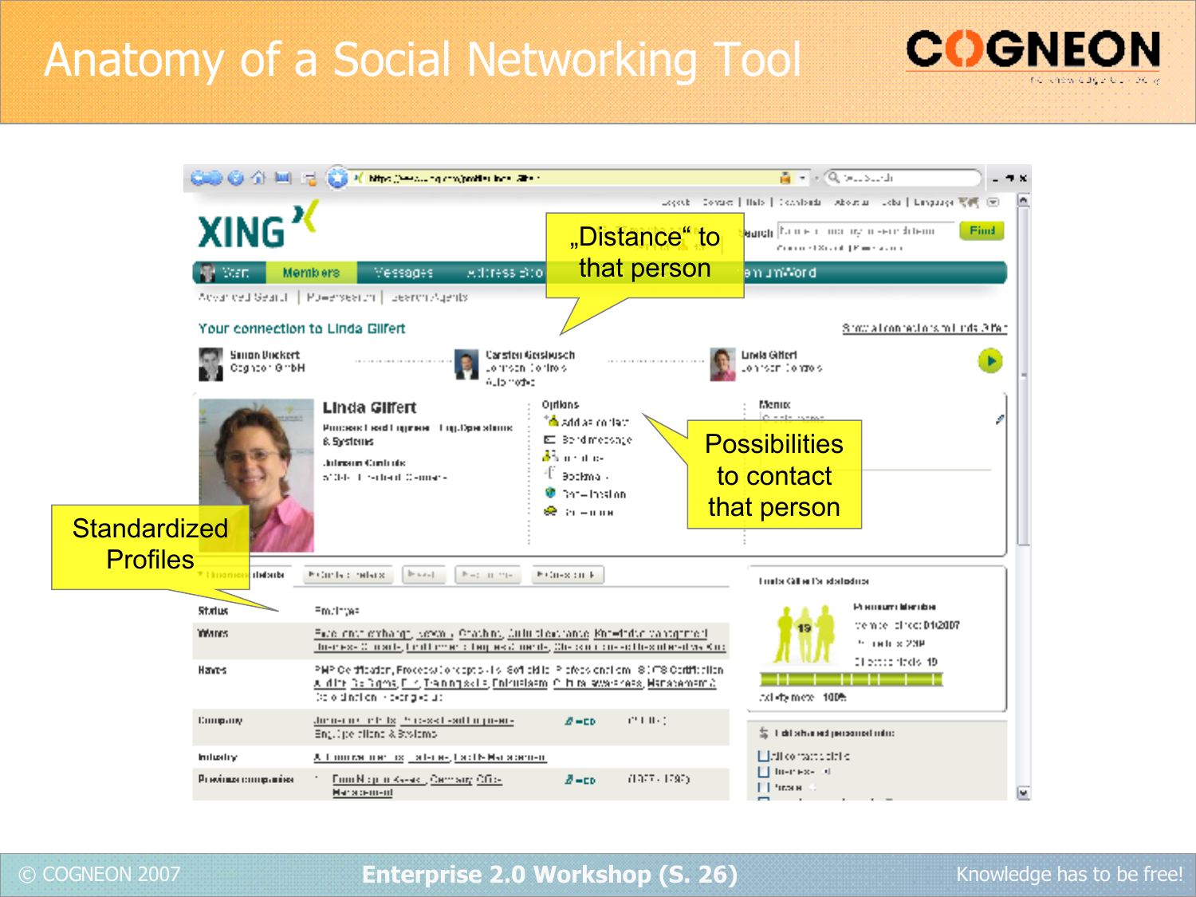# Anatomy of a Social Networking Tool

„Distance“ to that person

Possibilities to contact that person

Standardized Profiles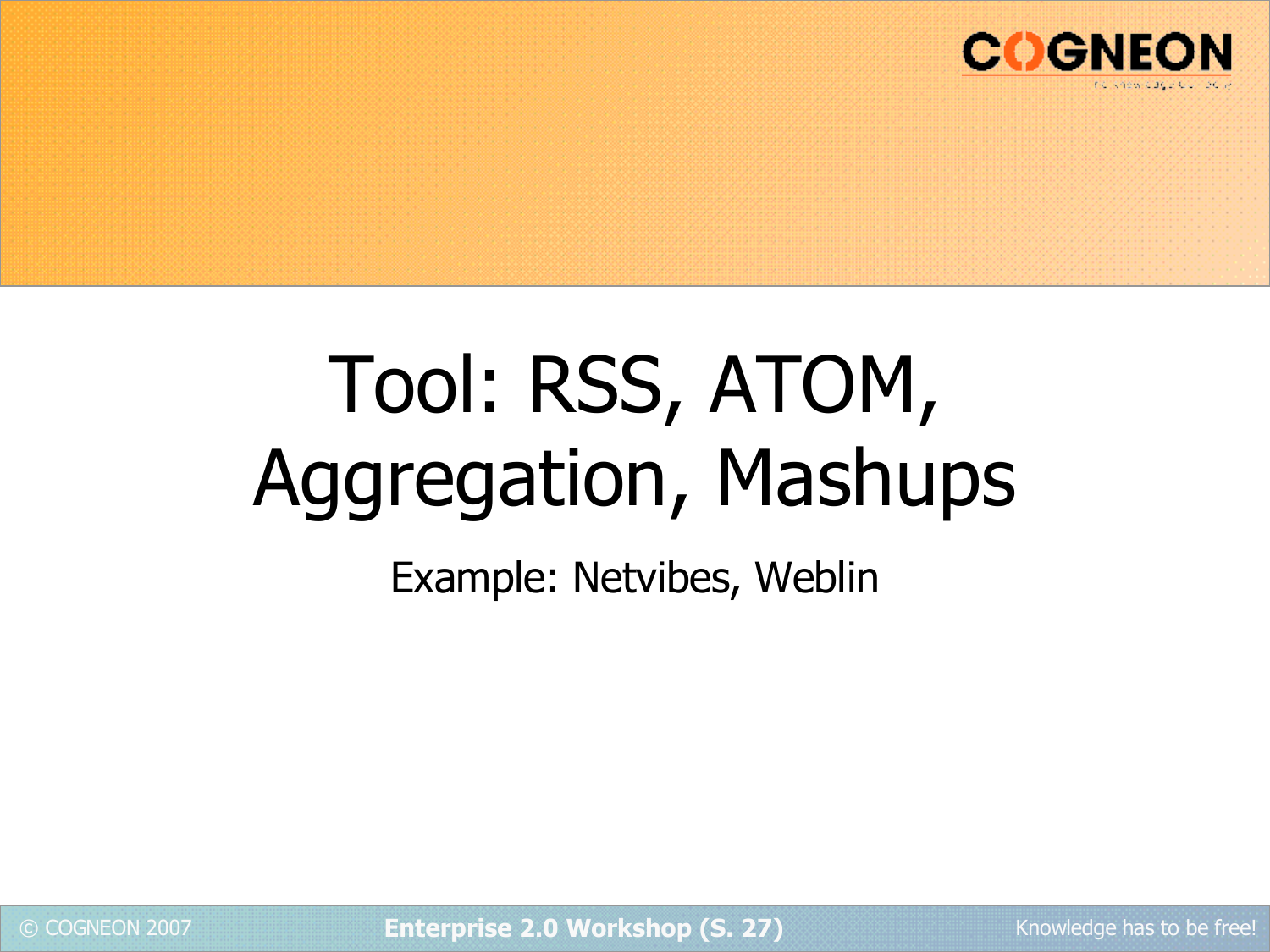# Tool: RSS, ATOM, Aggregation, Mashups

Example: Netvibes, Weblin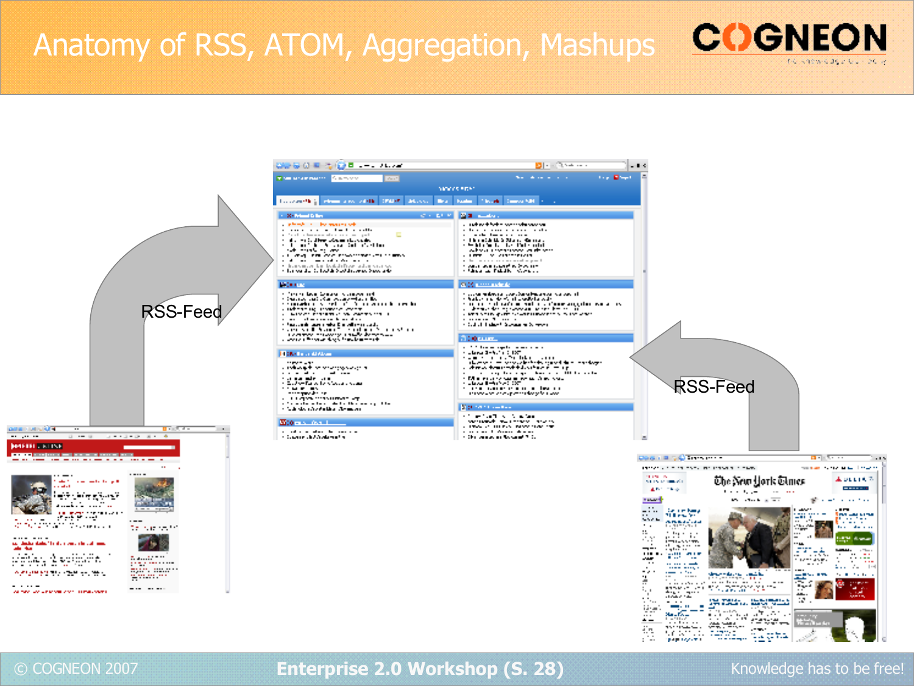# Anatomy of RSS, ATOM, Aggregation, Mashups

RSS-Feed

RSS-Feed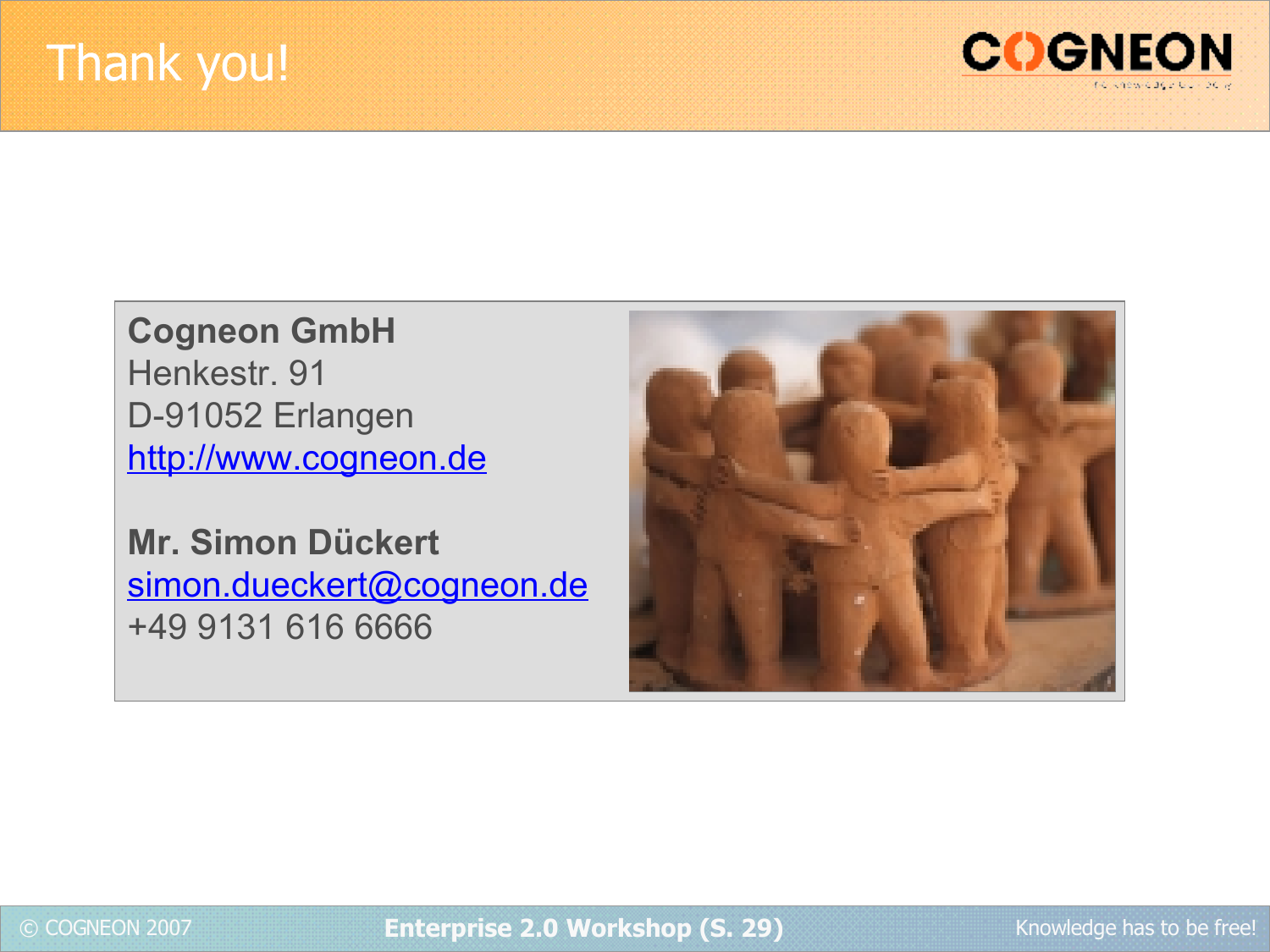# Thank you!

**Cogneon GmbH**
Henkestr. 91
D-91052 Erlangen
http://www.cogneon.de

**Mr. Simon Dückert**
simon.dueckert@cogneon.de
+49 9131 616 6666